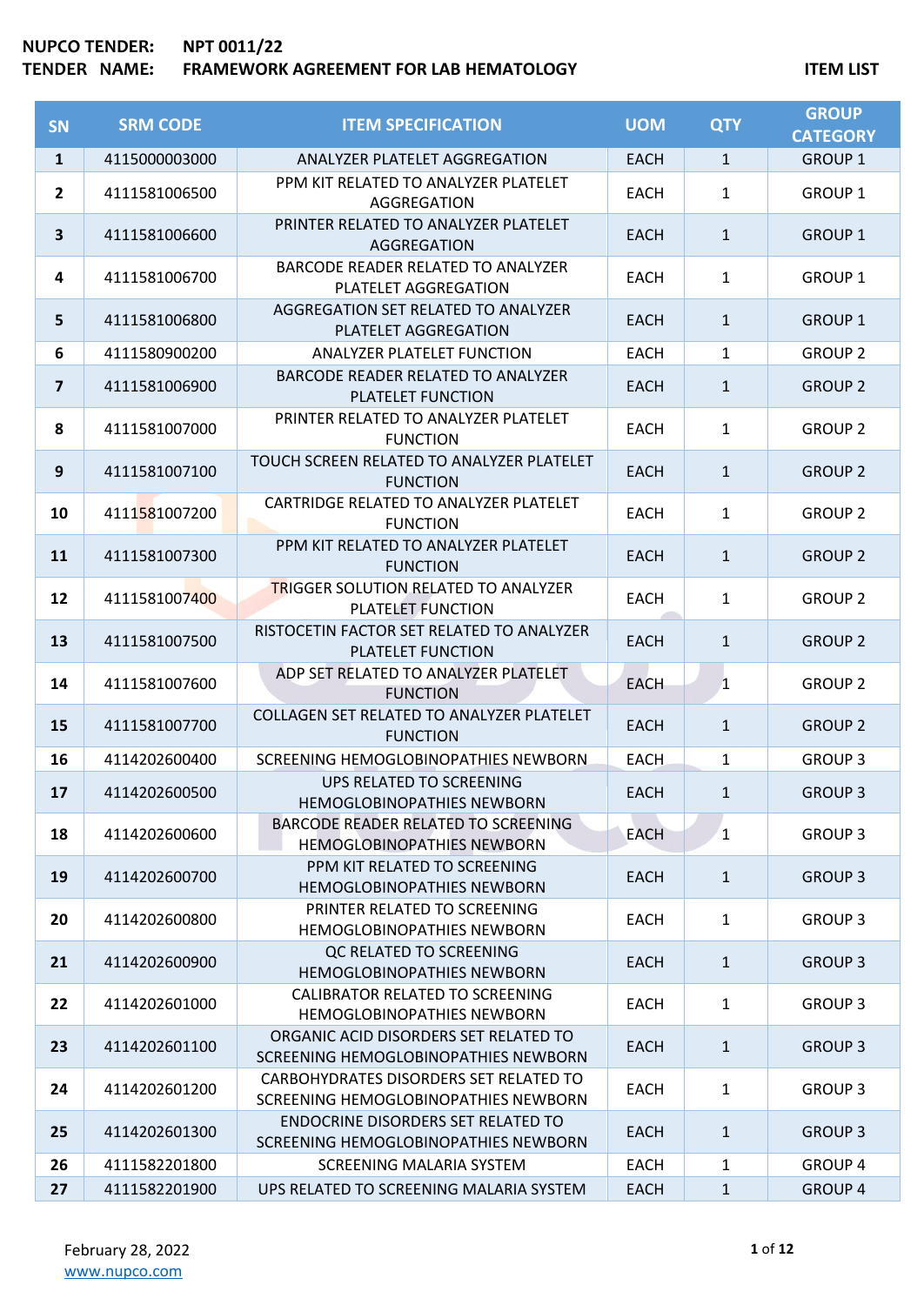**NUPCO TENDER:** **NPT 0011/22**

**TENDER NAME:** **FRAMEWORK AGREEMENT FOR LAB HEMATOLOGY** **ITEM LIST**

| SN | SRM CODE | ITEM SPECIFICATION | UOM | QTY | GROUP CATEGORY |
|---|---|---|---|---|---|
| 1 | 4115000003000 | ANALYZER PLATELET AGGREGATION | EACH | 1 | GROUP 1 |
| 2 | 4111581006500 | PPM KIT RELATED TO ANALYZER PLATELET AGGREGATION | EACH | 1 | GROUP 1 |
| 3 | 4111581006600 | PRINTER RELATED TO ANALYZER PLATELET AGGREGATION | EACH | 1 | GROUP 1 |
| 4 | 4111581006700 | BARCODE READER RELATED TO ANALYZER PLATELET AGGREGATION | EACH | 1 | GROUP 1 |
| 5 | 4111581006800 | AGGREGATION SET RELATED TO ANALYZER PLATELET AGGREGATION | EACH | 1 | GROUP 1 |
| 6 | 4111580900200 | ANALYZER PLATELET FUNCTION | EACH | 1 | GROUP 2 |
| 7 | 4111581006900 | BARCODE READER RELATED TO ANALYZER PLATELET FUNCTION | EACH | 1 | GROUP 2 |
| 8 | 4111581007000 | PRINTER RELATED TO ANALYZER PLATELET FUNCTION | EACH | 1 | GROUP 2 |
| 9 | 4111581007100 | TOUCH SCREEN RELATED TO ANALYZER PLATELET FUNCTION | EACH | 1 | GROUP 2 |
| 10 | 4111581007200 | CARTRIDGE RELATED TO ANALYZER PLATELET FUNCTION | EACH | 1 | GROUP 2 |
| 11 | 4111581007300 | PPM KIT RELATED TO ANALYZER PLATELET FUNCTION | EACH | 1 | GROUP 2 |
| 12 | 4111581007400 | TRIGGER SOLUTION RELATED TO ANALYZER PLATELET FUNCTION | EACH | 1 | GROUP 2 |
| 13 | 4111581007500 | RISTOCETIN FACTOR SET RELATED TO ANALYZER PLATELET FUNCTION | EACH | 1 | GROUP 2 |
| 14 | 4111581007600 | ADP SET RELATED TO ANALYZER PLATELET FUNCTION | EACH | 1 | GROUP 2 |
| 15 | 4111581007700 | COLLAGEN SET RELATED TO ANALYZER PLATELET FUNCTION | EACH | 1 | GROUP 2 |
| 16 | 4114202600400 | SCREENING HEMOGLOBINOPATHIES NEWBORN | EACH | 1 | GROUP 3 |
| 17 | 4114202600500 | UPS RELATED TO SCREENING HEMOGLOBINOPATHIES NEWBORN | EACH | 1 | GROUP 3 |
| 18 | 4114202600600 | BARCODE READER RELATED TO SCREENING HEMOGLOBINOPATHIES NEWBORN | EACH | 1 | GROUP 3 |
| 19 | 4114202600700 | PPM KIT RELATED TO SCREENING HEMOGLOBINOPATHIES NEWBORN | EACH | 1 | GROUP 3 |
| 20 | 4114202600800 | PRINTER RELATED TO SCREENING HEMOGLOBINOPATHIES NEWBORN | EACH | 1 | GROUP 3 |
| 21 | 4114202600900 | QC RELATED TO SCREENING HEMOGLOBINOPATHIES NEWBORN | EACH | 1 | GROUP 3 |
| 22 | 4114202601000 | CALIBRATOR RELATED TO SCREENING HEMOGLOBINOPATHIES NEWBORN | EACH | 1 | GROUP 3 |
| 23 | 4114202601100 | ORGANIC ACID DISORDERS SET RELATED TO SCREENING HEMOGLOBINOPATHIES NEWBORN | EACH | 1 | GROUP 3 |
| 24 | 4114202601200 | CARBOHYDRATES DISORDERS SET RELATED TO SCREENING HEMOGLOBINOPATHIES NEWBORN | EACH | 1 | GROUP 3 |
| 25 | 4114202601300 | ENDOCRINE DISORDERS SET RELATED TO SCREENING HEMOGLOBINOPATHIES NEWBORN | EACH | 1 | GROUP 3 |
| 26 | 4111582201800 | SCREENING MALARIA SYSTEM | EACH | 1 | GROUP 4 |
| 27 | 4111582201900 | UPS RELATED TO SCREENING MALARIA SYSTEM | EACH | 1 | GROUP 4 |

February 28, 2022
www.nupco.com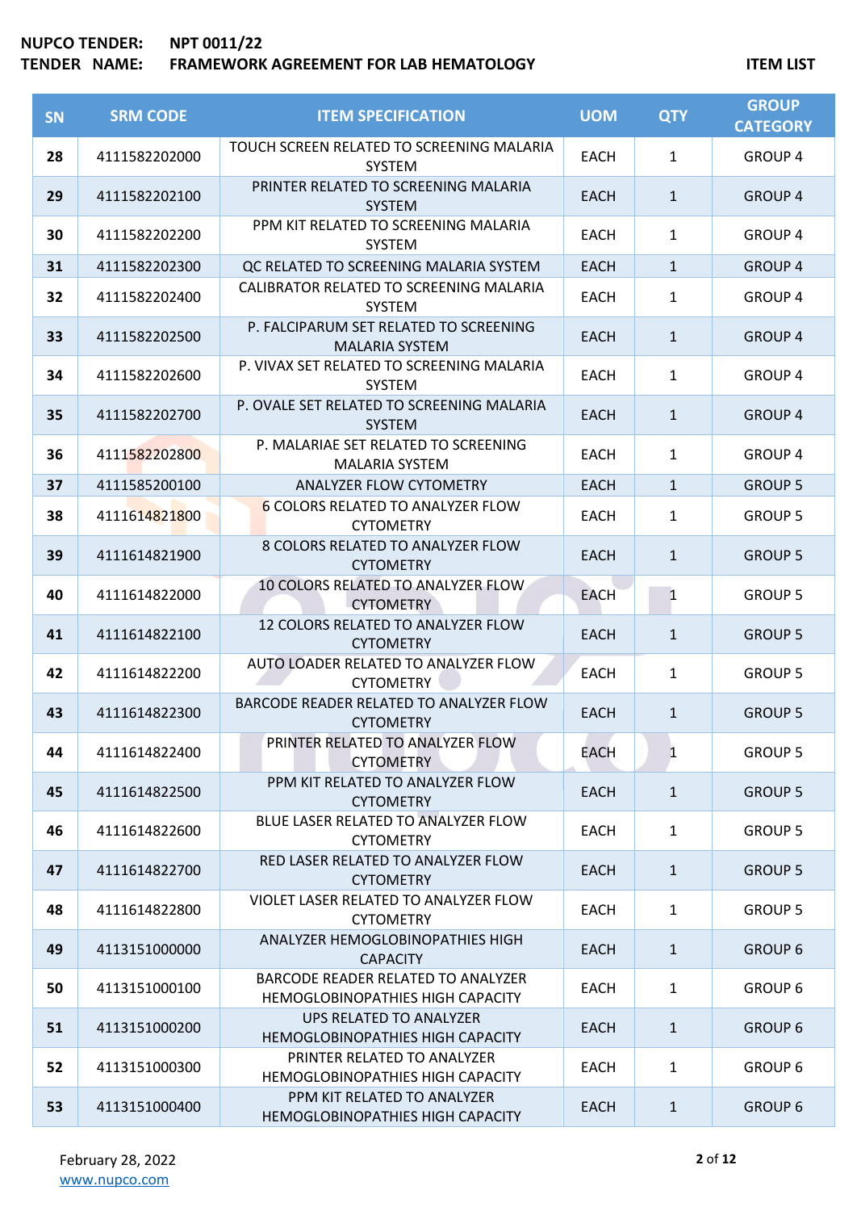**NUPCO TENDER:** NPT 0011/22
**TENDER NAME:** FRAMEWORK AGREEMENT FOR LAB HEMATOLOGY

**ITEM LIST**

| SN | SRM CODE | ITEM SPECIFICATION | UOM | QTY | GROUP CATEGORY |
|---|---|---|---|---|---|
| 28 | 4111582202000 | TOUCH SCREEN RELATED TO SCREENING MALARIA SYSTEM | EACH | 1 | GROUP 4 |
| 29 | 4111582202100 | PRINTER RELATED TO SCREENING MALARIA SYSTEM | EACH | 1 | GROUP 4 |
| 30 | 4111582202200 | PPM KIT RELATED TO SCREENING MALARIA SYSTEM | EACH | 1 | GROUP 4 |
| 31 | 4111582202300 | QC RELATED TO SCREENING MALARIA SYSTEM | EACH | 1 | GROUP 4 |
| 32 | 4111582202400 | CALIBRATOR RELATED TO SCREENING MALARIA SYSTEM | EACH | 1 | GROUP 4 |
| 33 | 4111582202500 | P. FALCIPARUM SET RELATED TO SCREENING MALARIA SYSTEM | EACH | 1 | GROUP 4 |
| 34 | 4111582202600 | P. VIVAX SET RELATED TO SCREENING MALARIA SYSTEM | EACH | 1 | GROUP 4 |
| 35 | 4111582202700 | P. OVALE SET RELATED TO SCREENING MALARIA SYSTEM | EACH | 1 | GROUP 4 |
| 36 | 4111582202800 | P. MALARIAE SET RELATED TO SCREENING MALARIA SYSTEM | EACH | 1 | GROUP 4 |
| 37 | 4111585200100 | ANALYZER FLOW CYTOMETRY | EACH | 1 | GROUP 5 |
| 38 | 4111614821800 | 6 COLORS RELATED TO ANALYZER FLOW CYTOMETRY | EACH | 1 | GROUP 5 |
| 39 | 4111614821900 | 8 COLORS RELATED TO ANALYZER FLOW CYTOMETRY | EACH | 1 | GROUP 5 |
| 40 | 4111614822000 | 10 COLORS RELATED TO ANALYZER FLOW CYTOMETRY | EACH | 1 | GROUP 5 |
| 41 | 4111614822100 | 12 COLORS RELATED TO ANALYZER FLOW CYTOMETRY | EACH | 1 | GROUP 5 |
| 42 | 4111614822200 | AUTO LOADER RELATED TO ANALYZER FLOW CYTOMETRY | EACH | 1 | GROUP 5 |
| 43 | 4111614822300 | BARCODE READER RELATED TO ANALYZER FLOW CYTOMETRY | EACH | 1 | GROUP 5 |
| 44 | 4111614822400 | PRINTER RELATED TO ANALYZER FLOW CYTOMETRY | EACH | 1 | GROUP 5 |
| 45 | 4111614822500 | PPM KIT RELATED TO ANALYZER FLOW CYTOMETRY | EACH | 1 | GROUP 5 |
| 46 | 4111614822600 | BLUE LASER RELATED TO ANALYZER FLOW CYTOMETRY | EACH | 1 | GROUP 5 |
| 47 | 4111614822700 | RED LASER RELATED TO ANALYZER FLOW CYTOMETRY | EACH | 1 | GROUP 5 |
| 48 | 4111614822800 | VIOLET LASER RELATED TO ANALYZER FLOW CYTOMETRY | EACH | 1 | GROUP 5 |
| 49 | 4113151000000 | ANALYZER HEMOGLOBINOPATHIES HIGH CAPACITY | EACH | 1 | GROUP 6 |
| 50 | 4113151000100 | BARCODE READER RELATED TO ANALYZER HEMOGLOBINOPATHIES HIGH CAPACITY | EACH | 1 | GROUP 6 |
| 51 | 4113151000200 | UPS RELATED TO ANALYZER HEMOGLOBINOPATHIES HIGH CAPACITY | EACH | 1 | GROUP 6 |
| 52 | 4113151000300 | PRINTER RELATED TO ANALYZER HEMOGLOBINOPATHIES HIGH CAPACITY | EACH | 1 | GROUP 6 |
| 53 | 4113151000400 | PPM KIT RELATED TO ANALYZER HEMOGLOBINOPATHIES HIGH CAPACITY | EACH | 1 | GROUP 6 |

February 28, 2022
www.nupco.com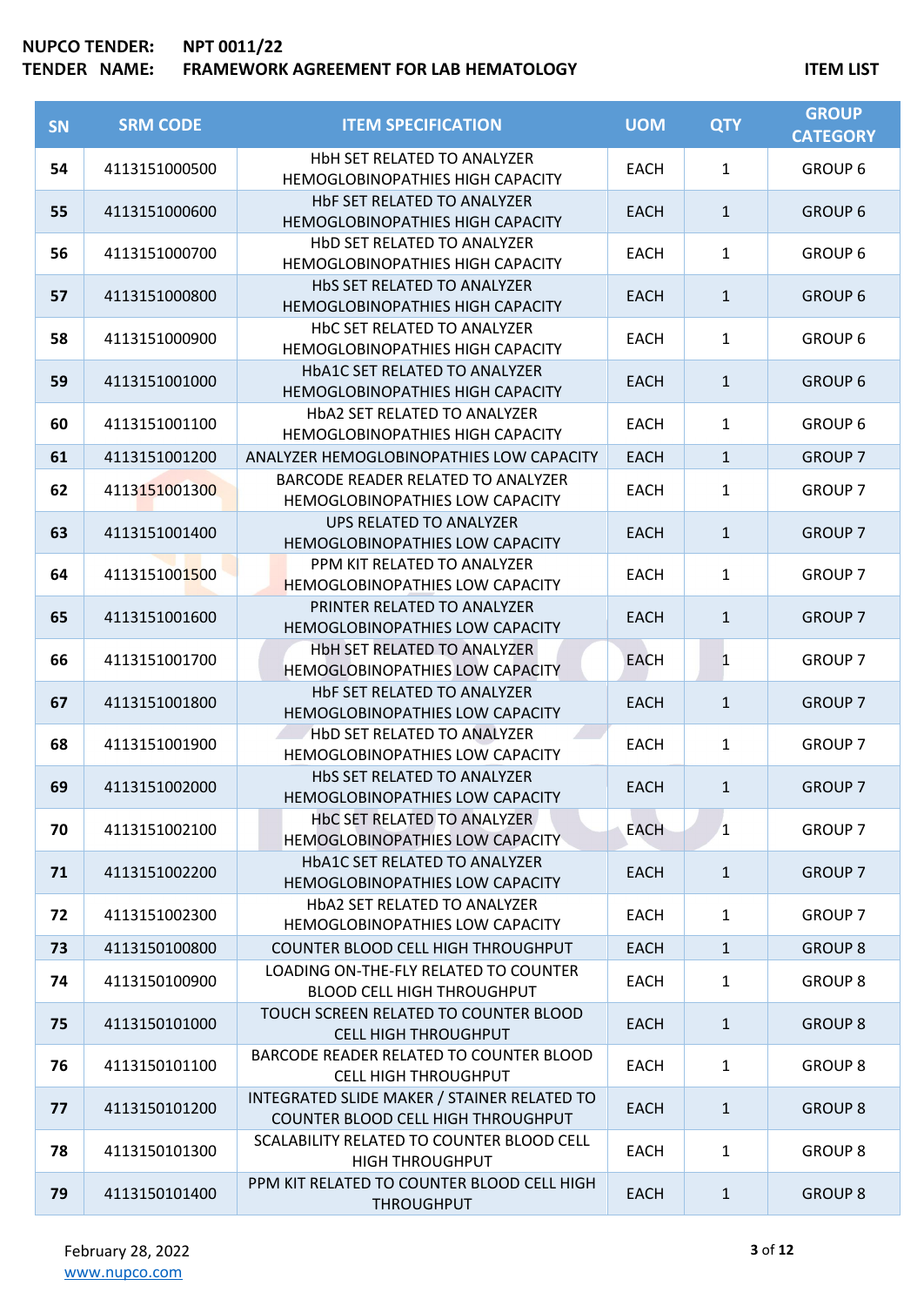**NUPCO TENDER:** **NPT 0011/22**
**TENDER NAME:** **FRAMEWORK AGREEMENT FOR LAB HEMATOLOGY** **ITEM LIST**

| SN | SRM CODE | ITEM SPECIFICATION | UOM | QTY | GROUP CATEGORY |
|---|---|---|---|---|---|
| 54 | 4113151000500 | HbH SET RELATED TO ANALYZER HEMOGLOBINOPATHIES HIGH CAPACITY | EACH | 1 | GROUP 6 |
| 55 | 4113151000600 | HbF SET RELATED TO ANALYZER HEMOGLOBINOPATHIES HIGH CAPACITY | EACH | 1 | GROUP 6 |
| 56 | 4113151000700 | HbD SET RELATED TO ANALYZER HEMOGLOBINOPATHIES HIGH CAPACITY | EACH | 1 | GROUP 6 |
| 57 | 4113151000800 | HbS SET RELATED TO ANALYZER HEMOGLOBINOPATHIES HIGH CAPACITY | EACH | 1 | GROUP 6 |
| 58 | 4113151000900 | HbC SET RELATED TO ANALYZER HEMOGLOBINOPATHIES HIGH CAPACITY | EACH | 1 | GROUP 6 |
| 59 | 4113151001000 | HbA1C SET RELATED TO ANALYZER HEMOGLOBINOPATHIES HIGH CAPACITY | EACH | 1 | GROUP 6 |
| 60 | 4113151001100 | HbA2 SET RELATED TO ANALYZER HEMOGLOBINOPATHIES HIGH CAPACITY | EACH | 1 | GROUP 6 |
| 61 | 4113151001200 | ANALYZER HEMOGLOBINOPATHIES LOW CAPACITY | EACH | 1 | GROUP 7 |
| 62 | 4113151001300 | BARCODE READER RELATED TO ANALYZER HEMOGLOBINOPATHIES LOW CAPACITY | EACH | 1 | GROUP 7 |
| 63 | 4113151001400 | UPS RELATED TO ANALYZER HEMOGLOBINOPATHIES LOW CAPACITY | EACH | 1 | GROUP 7 |
| 64 | 4113151001500 | PPM KIT RELATED TO ANALYZER HEMOGLOBINOPATHIES LOW CAPACITY | EACH | 1 | GROUP 7 |
| 65 | 4113151001600 | PRINTER RELATED TO ANALYZER HEMOGLOBINOPATHIES LOW CAPACITY | EACH | 1 | GROUP 7 |
| 66 | 4113151001700 | HbH SET RELATED TO ANALYZER HEMOGLOBINOPATHIES LOW CAPACITY | EACH | 1 | GROUP 7 |
| 67 | 4113151001800 | HbF SET RELATED TO ANALYZER HEMOGLOBINOPATHIES LOW CAPACITY | EACH | 1 | GROUP 7 |
| 68 | 4113151001900 | HbD SET RELATED TO ANALYZER HEMOGLOBINOPATHIES LOW CAPACITY | EACH | 1 | GROUP 7 |
| 69 | 4113151002000 | HbS SET RELATED TO ANALYZER HEMOGLOBINOPATHIES LOW CAPACITY | EACH | 1 | GROUP 7 |
| 70 | 4113151002100 | HbC SET RELATED TO ANALYZER HEMOGLOBINOPATHIES LOW CAPACITY | EACH | 1 | GROUP 7 |
| 71 | 4113151002200 | HbA1C SET RELATED TO ANALYZER HEMOGLOBINOPATHIES LOW CAPACITY | EACH | 1 | GROUP 7 |
| 72 | 4113151002300 | HbA2 SET RELATED TO ANALYZER HEMOGLOBINOPATHIES LOW CAPACITY | EACH | 1 | GROUP 7 |
| 73 | 4113150100800 | COUNTER BLOOD CELL HIGH THROUGHPUT | EACH | 1 | GROUP 8 |
| 74 | 4113150100900 | LOADING ON-THE-FLY RELATED TO COUNTER BLOOD CELL HIGH THROUGHPUT | EACH | 1 | GROUP 8 |
| 75 | 4113150101000 | TOUCH SCREEN RELATED TO COUNTER BLOOD CELL HIGH THROUGHPUT | EACH | 1 | GROUP 8 |
| 76 | 4113150101100 | BARCODE READER RELATED TO COUNTER BLOOD CELL HIGH THROUGHPUT | EACH | 1 | GROUP 8 |
| 77 | 4113150101200 | INTEGRATED SLIDE MAKER / STAINER RELATED TO COUNTER BLOOD CELL HIGH THROUGHPUT | EACH | 1 | GROUP 8 |
| 78 | 4113150101300 | SCALABILITY RELATED TO COUNTER BLOOD CELL HIGH THROUGHPUT | EACH | 1 | GROUP 8 |
| 79 | 4113150101400 | PPM KIT RELATED TO COUNTER BLOOD CELL HIGH THROUGHPUT | EACH | 1 | GROUP 8 |

February 28, 2022
www.nupco.com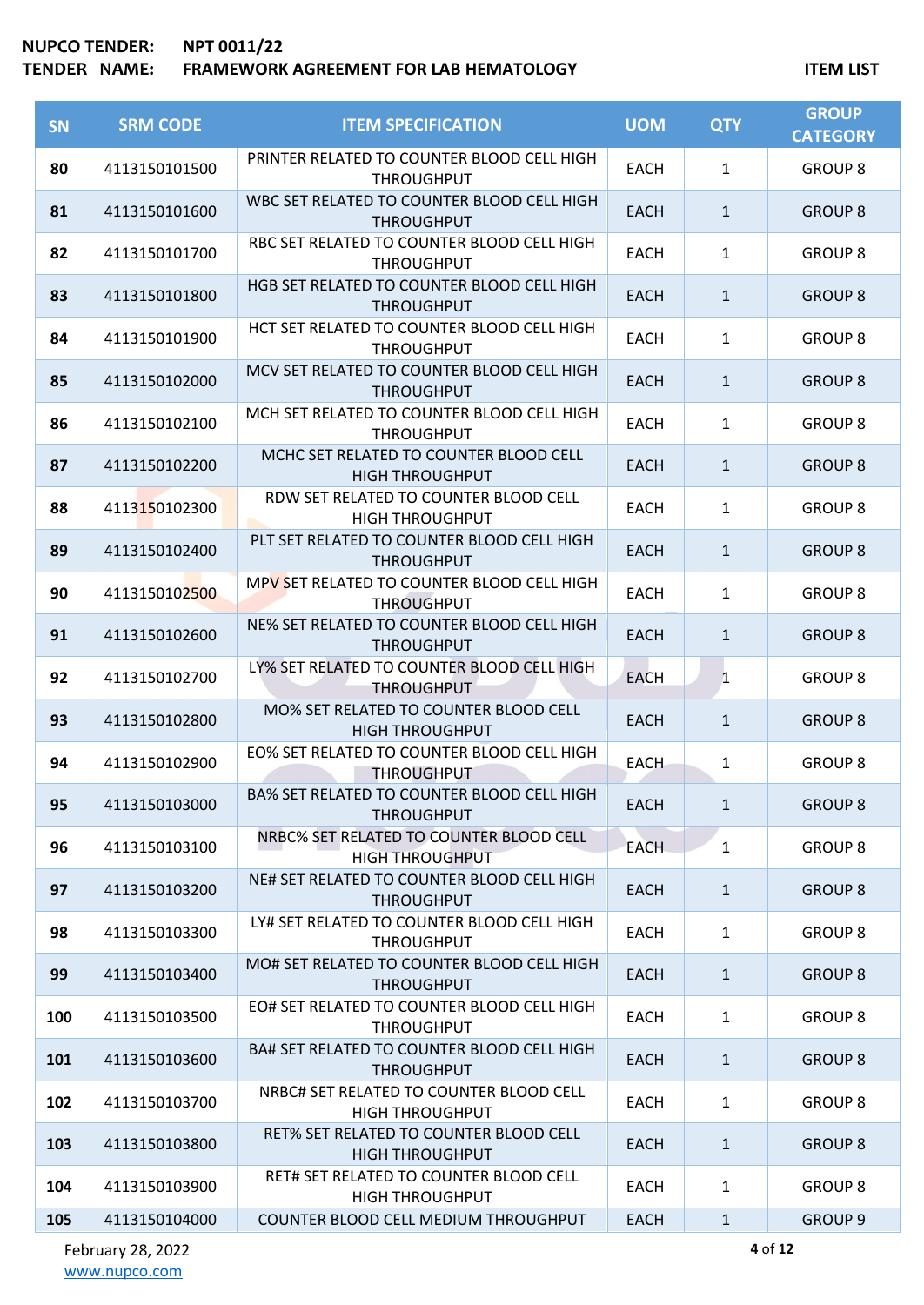**NUPCO TENDER:** NPT 0011/22
**TENDER NAME:** FRAMEWORK AGREEMENT FOR LAB HEMATOLOGY

**ITEM LIST**

| SN | SRM CODE | ITEM SPECIFICATION | UOM | QTY | GROUP CATEGORY |
|---|---|---|---|---|---|
| 80 | 4113150101500 | PRINTER RELATED TO COUNTER BLOOD CELL HIGH THROUGHPUT | EACH | 1 | GROUP 8 |
| 81 | 4113150101600 | WBC SET RELATED TO COUNTER BLOOD CELL HIGH THROUGHPUT | EACH | 1 | GROUP 8 |
| 82 | 4113150101700 | RBC SET RELATED TO COUNTER BLOOD CELL HIGH THROUGHPUT | EACH | 1 | GROUP 8 |
| 83 | 4113150101800 | HGB SET RELATED TO COUNTER BLOOD CELL HIGH THROUGHPUT | EACH | 1 | GROUP 8 |
| 84 | 4113150101900 | HCT SET RELATED TO COUNTER BLOOD CELL HIGH THROUGHPUT | EACH | 1 | GROUP 8 |
| 85 | 4113150102000 | MCV SET RELATED TO COUNTER BLOOD CELL HIGH THROUGHPUT | EACH | 1 | GROUP 8 |
| 86 | 4113150102100 | MCH SET RELATED TO COUNTER BLOOD CELL HIGH THROUGHPUT | EACH | 1 | GROUP 8 |
| 87 | 4113150102200 | MCHC SET RELATED TO COUNTER BLOOD CELL HIGH THROUGHPUT | EACH | 1 | GROUP 8 |
| 88 | 4113150102300 | RDW SET RELATED TO COUNTER BLOOD CELL HIGH THROUGHPUT | EACH | 1 | GROUP 8 |
| 89 | 4113150102400 | PLT SET RELATED TO COUNTER BLOOD CELL HIGH THROUGHPUT | EACH | 1 | GROUP 8 |
| 90 | 4113150102500 | MPV SET RELATED TO COUNTER BLOOD CELL HIGH THROUGHPUT | EACH | 1 | GROUP 8 |
| 91 | 4113150102600 | NE% SET RELATED TO COUNTER BLOOD CELL HIGH THROUGHPUT | EACH | 1 | GROUP 8 |
| 92 | 4113150102700 | LY% SET RELATED TO COUNTER BLOOD CELL HIGH THROUGHPUT | EACH | 1 | GROUP 8 |
| 93 | 4113150102800 | MO% SET RELATED TO COUNTER BLOOD CELL HIGH THROUGHPUT | EACH | 1 | GROUP 8 |
| 94 | 4113150102900 | EO% SET RELATED TO COUNTER BLOOD CELL HIGH THROUGHPUT | EACH | 1 | GROUP 8 |
| 95 | 4113150103000 | BA% SET RELATED TO COUNTER BLOOD CELL HIGH THROUGHPUT | EACH | 1 | GROUP 8 |
| 96 | 4113150103100 | NRBC% SET RELATED TO COUNTER BLOOD CELL HIGH THROUGHPUT | EACH | 1 | GROUP 8 |
| 97 | 4113150103200 | NE# SET RELATED TO COUNTER BLOOD CELL HIGH THROUGHPUT | EACH | 1 | GROUP 8 |
| 98 | 4113150103300 | LY# SET RELATED TO COUNTER BLOOD CELL HIGH THROUGHPUT | EACH | 1 | GROUP 8 |
| 99 | 4113150103400 | MO# SET RELATED TO COUNTER BLOOD CELL HIGH THROUGHPUT | EACH | 1 | GROUP 8 |
| 100 | 4113150103500 | EO# SET RELATED TO COUNTER BLOOD CELL HIGH THROUGHPUT | EACH | 1 | GROUP 8 |
| 101 | 4113150103600 | BA# SET RELATED TO COUNTER BLOOD CELL HIGH THROUGHPUT | EACH | 1 | GROUP 8 |
| 102 | 4113150103700 | NRBC# SET RELATED TO COUNTER BLOOD CELL HIGH THROUGHPUT | EACH | 1 | GROUP 8 |
| 103 | 4113150103800 | RET% SET RELATED TO COUNTER BLOOD CELL HIGH THROUGHPUT | EACH | 1 | GROUP 8 |
| 104 | 4113150103900 | RET# SET RELATED TO COUNTER BLOOD CELL HIGH THROUGHPUT | EACH | 1 | GROUP 8 |
| 105 | 4113150104000 | COUNTER BLOOD CELL MEDIUM THROUGHPUT | EACH | 1 | GROUP 9 |

February 28, 2022
www.nupco.com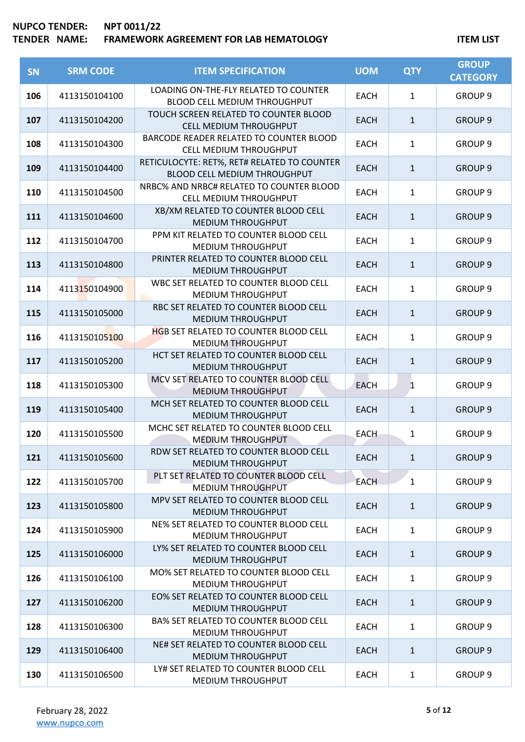**NUPCO TENDER:** NPT 0011/22
**TENDER NAME:** FRAMEWORK AGREEMENT FOR LAB HEMATOLOGY

**ITEM LIST**

| SN | SRM CODE | ITEM SPECIFICATION | UOM | QTY | GROUP CATEGORY |
|---|---|---|---|---|---|
| 106 | 4113150104100 | LOADING ON-THE-FLY RELATED TO COUNTER BLOOD CELL MEDIUM THROUGHPUT | EACH | 1 | GROUP 9 |
| 107 | 4113150104200 | TOUCH SCREEN RELATED TO COUNTER BLOOD CELL MEDIUM THROUGHPUT | EACH | 1 | GROUP 9 |
| 108 | 4113150104300 | BARCODE READER RELATED TO COUNTER BLOOD CELL MEDIUM THROUGHPUT | EACH | 1 | GROUP 9 |
| 109 | 4113150104400 | RETICULOCYTE: RET%, RET# RELATED TO COUNTER BLOOD CELL MEDIUM THROUGHPUT | EACH | 1 | GROUP 9 |
| 110 | 4113150104500 | NRBC% AND NRBC# RELATED TO COUNTER BLOOD CELL MEDIUM THROUGHPUT | EACH | 1 | GROUP 9 |
| 111 | 4113150104600 | XB/XM RELATED TO COUNTER BLOOD CELL MEDIUM THROUGHPUT | EACH | 1 | GROUP 9 |
| 112 | 4113150104700 | PPM KIT RELATED TO COUNTER BLOOD CELL MEDIUM THROUGHPUT | EACH | 1 | GROUP 9 |
| 113 | 4113150104800 | PRINTER RELATED TO COUNTER BLOOD CELL MEDIUM THROUGHPUT | EACH | 1 | GROUP 9 |
| 114 | 4113150104900 | WBC SET RELATED TO COUNTER BLOOD CELL MEDIUM THROUGHPUT | EACH | 1 | GROUP 9 |
| 115 | 4113150105000 | RBC SET RELATED TO COUNTER BLOOD CELL MEDIUM THROUGHPUT | EACH | 1 | GROUP 9 |
| 116 | 4113150105100 | HGB SET RELATED TO COUNTER BLOOD CELL MEDIUM THROUGHPUT | EACH | 1 | GROUP 9 |
| 117 | 4113150105200 | HCT SET RELATED TO COUNTER BLOOD CELL MEDIUM THROUGHPUT | EACH | 1 | GROUP 9 |
| 118 | 4113150105300 | MCV SET RELATED TO COUNTER BLOOD CELL MEDIUM THROUGHPUT | EACH | 1 | GROUP 9 |
| 119 | 4113150105400 | MCH SET RELATED TO COUNTER BLOOD CELL MEDIUM THROUGHPUT | EACH | 1 | GROUP 9 |
| 120 | 4113150105500 | MCHC SET RELATED TO COUNTER BLOOD CELL MEDIUM THROUGHPUT | EACH | 1 | GROUP 9 |
| 121 | 4113150105600 | RDW SET RELATED TO COUNTER BLOOD CELL MEDIUM THROUGHPUT | EACH | 1 | GROUP 9 |
| 122 | 4113150105700 | PLT SET RELATED TO COUNTER BLOOD CELL MEDIUM THROUGHPUT | EACH | 1 | GROUP 9 |
| 123 | 4113150105800 | MPV SET RELATED TO COUNTER BLOOD CELL MEDIUM THROUGHPUT | EACH | 1 | GROUP 9 |
| 124 | 4113150105900 | NE% SET RELATED TO COUNTER BLOOD CELL MEDIUM THROUGHPUT | EACH | 1 | GROUP 9 |
| 125 | 4113150106000 | LY% SET RELATED TO COUNTER BLOOD CELL MEDIUM THROUGHPUT | EACH | 1 | GROUP 9 |
| 126 | 4113150106100 | MO% SET RELATED TO COUNTER BLOOD CELL MEDIUM THROUGHPUT | EACH | 1 | GROUP 9 |
| 127 | 4113150106200 | EO% SET RELATED TO COUNTER BLOOD CELL MEDIUM THROUGHPUT | EACH | 1 | GROUP 9 |
| 128 | 4113150106300 | BA% SET RELATED TO COUNTER BLOOD CELL MEDIUM THROUGHPUT | EACH | 1 | GROUP 9 |
| 129 | 4113150106400 | NE# SET RELATED TO COUNTER BLOOD CELL MEDIUM THROUGHPUT | EACH | 1 | GROUP 9 |
| 130 | 4113150106500 | LY# SET RELATED TO COUNTER BLOOD CELL MEDIUM THROUGHPUT | EACH | 1 | GROUP 9 |

February 28, 2022
www.nupco.com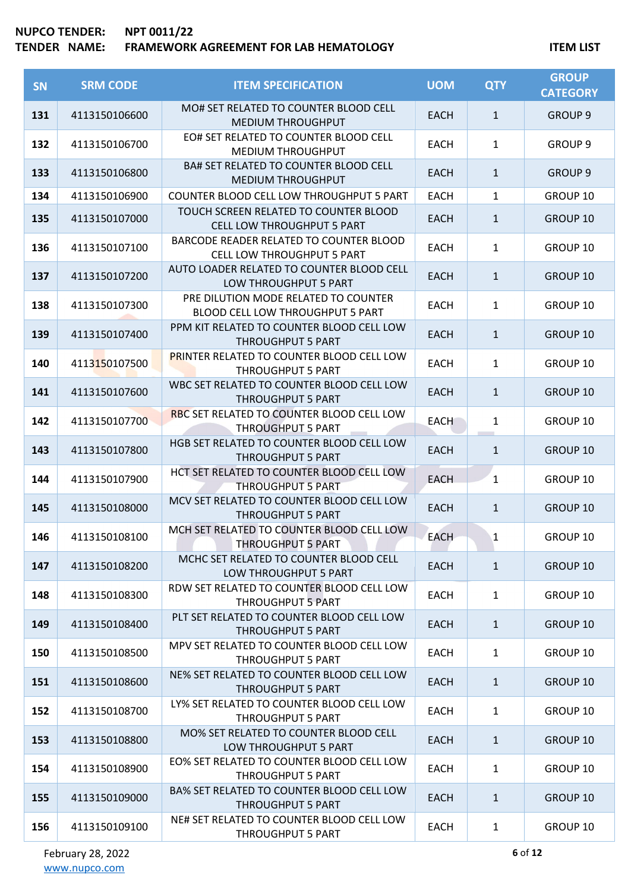**NUPCO TENDER:** NPT 0011/22
**TENDER NAME:** FRAMEWORK AGREEMENT FOR LAB HEMATOLOGY

**ITEM LIST**

| SN | SRM CODE | ITEM SPECIFICATION | UOM | QTY | GROUP CATEGORY |
|---|---|---|---|---|---|
| 131 | 4113150106600 | MO# SET RELATED TO COUNTER BLOOD CELL MEDIUM THROUGHPUT | EACH | 1 | GROUP 9 |
| 132 | 4113150106700 | EO# SET RELATED TO COUNTER BLOOD CELL MEDIUM THROUGHPUT | EACH | 1 | GROUP 9 |
| 133 | 4113150106800 | BA# SET RELATED TO COUNTER BLOOD CELL MEDIUM THROUGHPUT | EACH | 1 | GROUP 9 |
| 134 | 4113150106900 | COUNTER BLOOD CELL LOW THROUGHPUT 5 PART | EACH | 1 | GROUP 10 |
| 135 | 4113150107000 | TOUCH SCREEN RELATED TO COUNTER BLOOD CELL LOW THROUGHPUT 5 PART | EACH | 1 | GROUP 10 |
| 136 | 4113150107100 | BARCODE READER RELATED TO COUNTER BLOOD CELL LOW THROUGHPUT 5 PART | EACH | 1 | GROUP 10 |
| 137 | 4113150107200 | AUTO LOADER RELATED TO COUNTER BLOOD CELL LOW THROUGHPUT 5 PART | EACH | 1 | GROUP 10 |
| 138 | 4113150107300 | PRE DILUTION MODE RELATED TO COUNTER BLOOD CELL LOW THROUGHPUT 5 PART | EACH | 1 | GROUP 10 |
| 139 | 4113150107400 | PPM KIT RELATED TO COUNTER BLOOD CELL LOW THROUGHPUT 5 PART | EACH | 1 | GROUP 10 |
| 140 | 4113150107500 | PRINTER RELATED TO COUNTER BLOOD CELL LOW THROUGHPUT 5 PART | EACH | 1 | GROUP 10 |
| 141 | 4113150107600 | WBC SET RELATED TO COUNTER BLOOD CELL LOW THROUGHPUT 5 PART | EACH | 1 | GROUP 10 |
| 142 | 4113150107700 | RBC SET RELATED TO COUNTER BLOOD CELL LOW THROUGHPUT 5 PART | EACH | 1 | GROUP 10 |
| 143 | 4113150107800 | HGB SET RELATED TO COUNTER BLOOD CELL LOW THROUGHPUT 5 PART | EACH | 1 | GROUP 10 |
| 144 | 4113150107900 | HCT SET RELATED TO COUNTER BLOOD CELL LOW THROUGHPUT 5 PART | EACH | 1 | GROUP 10 |
| 145 | 4113150108000 | MCV SET RELATED TO COUNTER BLOOD CELL LOW THROUGHPUT 5 PART | EACH | 1 | GROUP 10 |
| 146 | 4113150108100 | MCH SET RELATED TO COUNTER BLOOD CELL LOW THROUGHPUT 5 PART | EACH | 1 | GROUP 10 |
| 147 | 4113150108200 | MCHC SET RELATED TO COUNTER BLOOD CELL LOW THROUGHPUT 5 PART | EACH | 1 | GROUP 10 |
| 148 | 4113150108300 | RDW SET RELATED TO COUNTER BLOOD CELL LOW THROUGHPUT 5 PART | EACH | 1 | GROUP 10 |
| 149 | 4113150108400 | PLT SET RELATED TO COUNTER BLOOD CELL LOW THROUGHPUT 5 PART | EACH | 1 | GROUP 10 |
| 150 | 4113150108500 | MPV SET RELATED TO COUNTER BLOOD CELL LOW THROUGHPUT 5 PART | EACH | 1 | GROUP 10 |
| 151 | 4113150108600 | NE% SET RELATED TO COUNTER BLOOD CELL LOW THROUGHPUT 5 PART | EACH | 1 | GROUP 10 |
| 152 | 4113150108700 | LY% SET RELATED TO COUNTER BLOOD CELL LOW THROUGHPUT 5 PART | EACH | 1 | GROUP 10 |
| 153 | 4113150108800 | MO% SET RELATED TO COUNTER BLOOD CELL LOW THROUGHPUT 5 PART | EACH | 1 | GROUP 10 |
| 154 | 4113150108900 | EO% SET RELATED TO COUNTER BLOOD CELL LOW THROUGHPUT 5 PART | EACH | 1 | GROUP 10 |
| 155 | 4113150109000 | BA% SET RELATED TO COUNTER BLOOD CELL LOW THROUGHPUT 5 PART | EACH | 1 | GROUP 10 |
| 156 | 4113150109100 | NE# SET RELATED TO COUNTER BLOOD CELL LOW THROUGHPUT 5 PART | EACH | 1 | GROUP 10 |

February 28, 2022
www.nupco.com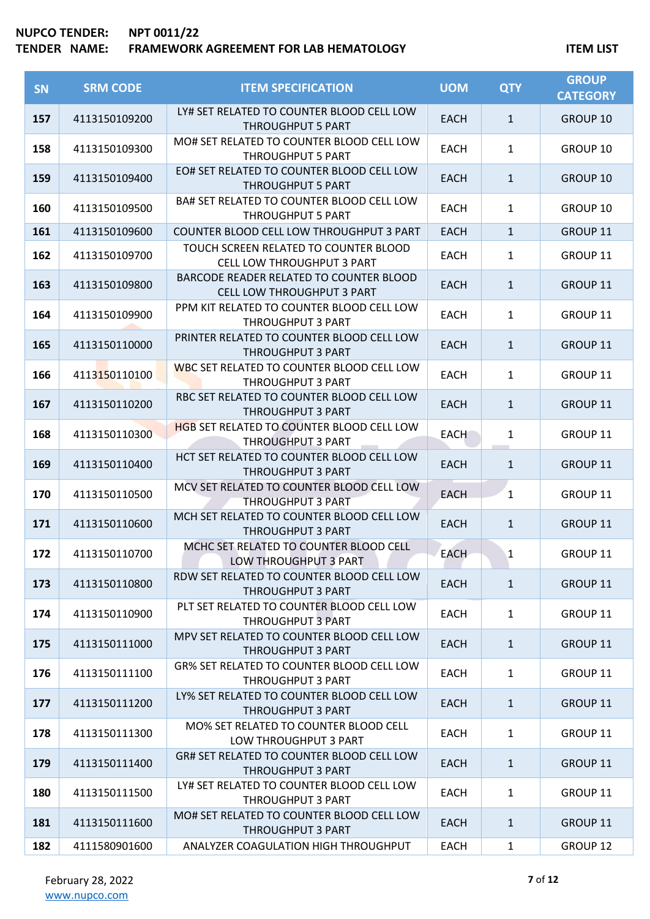**NUPCO TENDER:** **NPT 0011/22**
**TENDER NAME:** **FRAMEWORK AGREEMENT FOR LAB HEMATOLOGY** **ITEM LIST**

| SN | SRM CODE | ITEM SPECIFICATION | UOM | QTY | GROUP CATEGORY |
|---|---|---|---|---|---|
| 157 | 4113150109200 | LY# SET RELATED TO COUNTER BLOOD CELL LOW THROUGHPUT 5 PART | EACH | 1 | GROUP 10 |
| 158 | 4113150109300 | MO# SET RELATED TO COUNTER BLOOD CELL LOW THROUGHPUT 5 PART | EACH | 1 | GROUP 10 |
| 159 | 4113150109400 | EO# SET RELATED TO COUNTER BLOOD CELL LOW THROUGHPUT 5 PART | EACH | 1 | GROUP 10 |
| 160 | 4113150109500 | BA# SET RELATED TO COUNTER BLOOD CELL LOW THROUGHPUT 5 PART | EACH | 1 | GROUP 10 |
| 161 | 4113150109600 | COUNTER BLOOD CELL LOW THROUGHPUT 3 PART | EACH | 1 | GROUP 11 |
| 162 | 4113150109700 | TOUCH SCREEN RELATED TO COUNTER BLOOD CELL LOW THROUGHPUT 3 PART | EACH | 1 | GROUP 11 |
| 163 | 4113150109800 | BARCODE READER RELATED TO COUNTER BLOOD CELL LOW THROUGHPUT 3 PART | EACH | 1 | GROUP 11 |
| 164 | 4113150109900 | PPM KIT RELATED TO COUNTER BLOOD CELL LOW THROUGHPUT 3 PART | EACH | 1 | GROUP 11 |
| 165 | 4113150110000 | PRINTER RELATED TO COUNTER BLOOD CELL LOW THROUGHPUT 3 PART | EACH | 1 | GROUP 11 |
| 166 | 4113150110100 | WBC SET RELATED TO COUNTER BLOOD CELL LOW THROUGHPUT 3 PART | EACH | 1 | GROUP 11 |
| 167 | 4113150110200 | RBC SET RELATED TO COUNTER BLOOD CELL LOW THROUGHPUT 3 PART | EACH | 1 | GROUP 11 |
| 168 | 4113150110300 | HGB SET RELATED TO COUNTER BLOOD CELL LOW THROUGHPUT 3 PART | EACH | 1 | GROUP 11 |
| 169 | 4113150110400 | HCT SET RELATED TO COUNTER BLOOD CELL LOW THROUGHPUT 3 PART | EACH | 1 | GROUP 11 |
| 170 | 4113150110500 | MCV SET RELATED TO COUNTER BLOOD CELL LOW THROUGHPUT 3 PART | EACH | 1 | GROUP 11 |
| 171 | 4113150110600 | MCH SET RELATED TO COUNTER BLOOD CELL LOW THROUGHPUT 3 PART | EACH | 1 | GROUP 11 |
| 172 | 4113150110700 | MCHC SET RELATED TO COUNTER BLOOD CELL LOW THROUGHPUT 3 PART | EACH | 1 | GROUP 11 |
| 173 | 4113150110800 | RDW SET RELATED TO COUNTER BLOOD CELL LOW THROUGHPUT 3 PART | EACH | 1 | GROUP 11 |
| 174 | 4113150110900 | PLT SET RELATED TO COUNTER BLOOD CELL LOW THROUGHPUT 3 PART | EACH | 1 | GROUP 11 |
| 175 | 4113150111000 | MPV SET RELATED TO COUNTER BLOOD CELL LOW THROUGHPUT 3 PART | EACH | 1 | GROUP 11 |
| 176 | 4113150111100 | GR% SET RELATED TO COUNTER BLOOD CELL LOW THROUGHPUT 3 PART | EACH | 1 | GROUP 11 |
| 177 | 4113150111200 | LY% SET RELATED TO COUNTER BLOOD CELL LOW THROUGHPUT 3 PART | EACH | 1 | GROUP 11 |
| 178 | 4113150111300 | MO% SET RELATED TO COUNTER BLOOD CELL LOW THROUGHPUT 3 PART | EACH | 1 | GROUP 11 |
| 179 | 4113150111400 | GR# SET RELATED TO COUNTER BLOOD CELL LOW THROUGHPUT 3 PART | EACH | 1 | GROUP 11 |
| 180 | 4113150111500 | LY# SET RELATED TO COUNTER BLOOD CELL LOW THROUGHPUT 3 PART | EACH | 1 | GROUP 11 |
| 181 | 4113150111600 | MO# SET RELATED TO COUNTER BLOOD CELL LOW THROUGHPUT 3 PART | EACH | 1 | GROUP 11 |
| 182 | 4111580901600 | ANALYZER COAGULATION HIGH THROUGHPUT | EACH | 1 | GROUP 12 |

February 28, 2022
www.nupco.com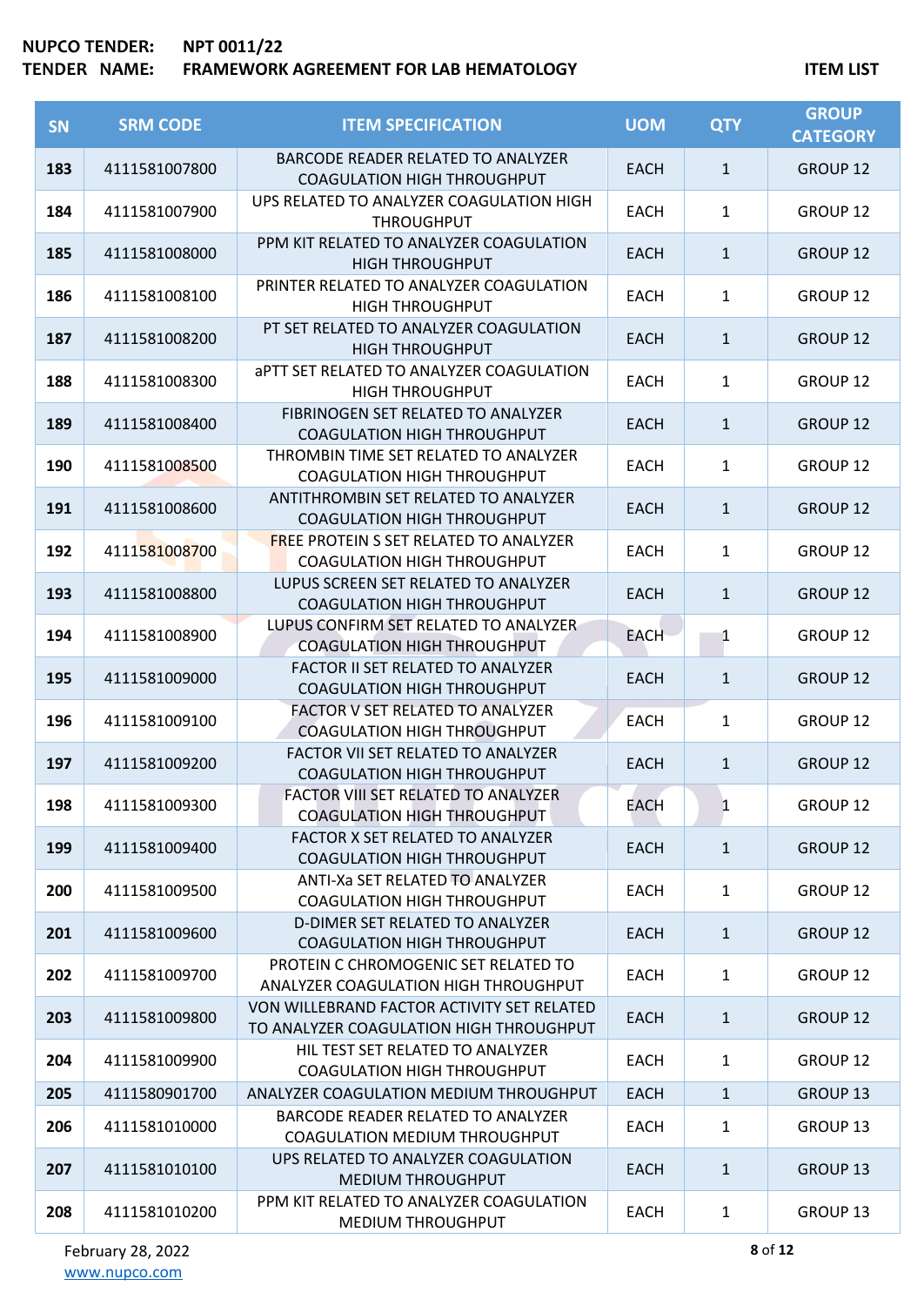| SN | SRM CODE | ITEM SPECIFICATION | UOM | QTY | GROUP CATEGORY |
|---|---|---|---|---|---|
| 183 | 4111581007800 | BARCODE READER RELATED TO ANALYZER COAGULATION HIGH THROUGHPUT | EACH | 1 | GROUP 12 |
| 184 | 4111581007900 | UPS RELATED TO ANALYZER COAGULATION HIGH THROUGHPUT | EACH | 1 | GROUP 12 |
| 185 | 4111581008000 | PPM KIT RELATED TO ANALYZER COAGULATION HIGH THROUGHPUT | EACH | 1 | GROUP 12 |
| 186 | 4111581008100 | PRINTER RELATED TO ANALYZER COAGULATION HIGH THROUGHPUT | EACH | 1 | GROUP 12 |
| 187 | 4111581008200 | PT SET RELATED TO ANALYZER COAGULATION HIGH THROUGHPUT | EACH | 1 | GROUP 12 |
| 188 | 4111581008300 | aPTT SET RELATED TO ANALYZER COAGULATION HIGH THROUGHPUT | EACH | 1 | GROUP 12 |
| 189 | 4111581008400 | FIBRINOGEN SET RELATED TO ANALYZER COAGULATION HIGH THROUGHPUT | EACH | 1 | GROUP 12 |
| 190 | 4111581008500 | THROMBIN TIME SET RELATED TO ANALYZER COAGULATION HIGH THROUGHPUT | EACH | 1 | GROUP 12 |
| 191 | 4111581008600 | ANTITHROMBIN SET RELATED TO ANALYZER COAGULATION HIGH THROUGHPUT | EACH | 1 | GROUP 12 |
| 192 | 4111581008700 | FREE PROTEIN S SET RELATED TO ANALYZER COAGULATION HIGH THROUGHPUT | EACH | 1 | GROUP 12 |
| 193 | 4111581008800 | LUPUS SCREEN SET RELATED TO ANALYZER COAGULATION HIGH THROUGHPUT | EACH | 1 | GROUP 12 |
| 194 | 4111581008900 | LUPUS CONFIRM SET RELATED TO ANALYZER COAGULATION HIGH THROUGHPUT | EACH | 1 | GROUP 12 |
| 195 | 4111581009000 | FACTOR II SET RELATED TO ANALYZER COAGULATION HIGH THROUGHPUT | EACH | 1 | GROUP 12 |
| 196 | 4111581009100 | FACTOR V SET RELATED TO ANALYZER COAGULATION HIGH THROUGHPUT | EACH | 1 | GROUP 12 |
| 197 | 4111581009200 | FACTOR VII SET RELATED TO ANALYZER COAGULATION HIGH THROUGHPUT | EACH | 1 | GROUP 12 |
| 198 | 4111581009300 | FACTOR VIII SET RELATED TO ANALYZER COAGULATION HIGH THROUGHPUT | EACH | 1 | GROUP 12 |
| 199 | 4111581009400 | FACTOR X SET RELATED TO ANALYZER COAGULATION HIGH THROUGHPUT | EACH | 1 | GROUP 12 |
| 200 | 4111581009500 | ANTI-Xa SET RELATED TO ANALYZER COAGULATION HIGH THROUGHPUT | EACH | 1 | GROUP 12 |
| 201 | 4111581009600 | D-DIMER SET RELATED TO ANALYZER COAGULATION HIGH THROUGHPUT | EACH | 1 | GROUP 12 |
| 202 | 4111581009700 | PROTEIN C CHROMOGENIC SET RELATED TO ANALYZER COAGULATION HIGH THROUGHPUT | EACH | 1 | GROUP 12 |
| 203 | 4111581009800 | VON WILLEBRAND FACTOR ACTIVITY SET RELATED TO ANALYZER COAGULATION HIGH THROUGHPUT | EACH | 1 | GROUP 12 |
| 204 | 4111581009900 | HIL TEST SET RELATED TO ANALYZER COAGULATION HIGH THROUGHPUT | EACH | 1 | GROUP 12 |
| 205 | 4111580901700 | ANALYZER COAGULATION MEDIUM THROUGHPUT | EACH | 1 | GROUP 13 |
| 206 | 4111581010000 | BARCODE READER RELATED TO ANALYZER COAGULATION MEDIUM THROUGHPUT | EACH | 1 | GROUP 13 |
| 207 | 4111581010100 | UPS RELATED TO ANALYZER COAGULATION MEDIUM THROUGHPUT | EACH | 1 | GROUP 13 |
| 208 | 4111581010200 | PPM KIT RELATED TO ANALYZER COAGULATION MEDIUM THROUGHPUT | EACH | 1 | GROUP 13 |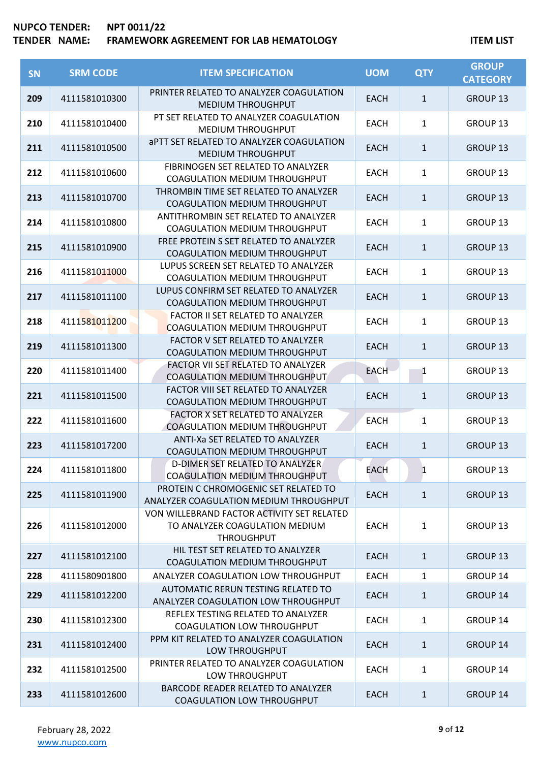**NUPCO TENDER:** NPT 0011/22

**TENDER NAME:** FRAMEWORK AGREEMENT FOR LAB HEMATOLOGY

**ITEM LIST**

| SN | SRM CODE | ITEM SPECIFICATION | UOM | QTY | GROUP CATEGORY |
|---|---|---|---|---|---|
| 209 | 4111581010300 | PRINTER RELATED TO ANALYZER COAGULATION MEDIUM THROUGHPUT | EACH | 1 | GROUP 13 |
| 210 | 4111581010400 | PT SET RELATED TO ANALYZER COAGULATION MEDIUM THROUGHPUT | EACH | 1 | GROUP 13 |
| 211 | 4111581010500 | aPTT SET RELATED TO ANALYZER COAGULATION MEDIUM THROUGHPUT | EACH | 1 | GROUP 13 |
| 212 | 4111581010600 | FIBRINOGEN SET RELATED TO ANALYZER COAGULATION MEDIUM THROUGHPUT | EACH | 1 | GROUP 13 |
| 213 | 4111581010700 | THROMBIN TIME SET RELATED TO ANALYZER COAGULATION MEDIUM THROUGHPUT | EACH | 1 | GROUP 13 |
| 214 | 4111581010800 | ANTITHROMBIN SET RELATED TO ANALYZER COAGULATION MEDIUM THROUGHPUT | EACH | 1 | GROUP 13 |
| 215 | 4111581010900 | FREE PROTEIN S SET RELATED TO ANALYZER COAGULATION MEDIUM THROUGHPUT | EACH | 1 | GROUP 13 |
| 216 | 4111581011000 | LUPUS SCREEN SET RELATED TO ANALYZER COAGULATION MEDIUM THROUGHPUT | EACH | 1 | GROUP 13 |
| 217 | 4111581011100 | LUPUS CONFIRM SET RELATED TO ANALYZER COAGULATION MEDIUM THROUGHPUT | EACH | 1 | GROUP 13 |
| 218 | 4111581011200 | FACTOR II SET RELATED TO ANALYZER COAGULATION MEDIUM THROUGHPUT | EACH | 1 | GROUP 13 |
| 219 | 4111581011300 | FACTOR V SET RELATED TO ANALYZER COAGULATION MEDIUM THROUGHPUT | EACH | 1 | GROUP 13 |
| 220 | 4111581011400 | FACTOR VII SET RELATED TO ANALYZER COAGULATION MEDIUM THROUGHPUT | EACH | 1 | GROUP 13 |
| 221 | 4111581011500 | FACTOR VIII SET RELATED TO ANALYZER COAGULATION MEDIUM THROUGHPUT | EACH | 1 | GROUP 13 |
| 222 | 4111581011600 | FACTOR X SET RELATED TO ANALYZER COAGULATION MEDIUM THROUGHPUT | EACH | 1 | GROUP 13 |
| 223 | 4111581017200 | ANTI-Xa SET RELATED TO ANALYZER COAGULATION MEDIUM THROUGHPUT | EACH | 1 | GROUP 13 |
| 224 | 4111581011800 | D-DIMER SET RELATED TO ANALYZER COAGULATION MEDIUM THROUGHPUT | EACH | 1 | GROUP 13 |
| 225 | 4111581011900 | PROTEIN C CHROMOGENIC SET RELATED TO ANALYZER COAGULATION MEDIUM THROUGHPUT | EACH | 1 | GROUP 13 |
| 226 | 4111581012000 | VON WILLEBRAND FACTOR ACTIVITY SET RELATED TO ANALYZER COAGULATION MEDIUM THROUGHPUT | EACH | 1 | GROUP 13 |
| 227 | 4111581012100 | HIL TEST SET RELATED TO ANALYZER COAGULATION MEDIUM THROUGHPUT | EACH | 1 | GROUP 13 |
| 228 | 4111580901800 | ANALYZER COAGULATION LOW THROUGHPUT | EACH | 1 | GROUP 14 |
| 229 | 4111581012200 | AUTOMATIC RERUN TESTING RELATED TO ANALYZER COAGULATION LOW THROUGHPUT | EACH | 1 | GROUP 14 |
| 230 | 4111581012300 | REFLEX TESTING RELATED TO ANALYZER COAGULATION LOW THROUGHPUT | EACH | 1 | GROUP 14 |
| 231 | 4111581012400 | PPM KIT RELATED TO ANALYZER COAGULATION LOW THROUGHPUT | EACH | 1 | GROUP 14 |
| 232 | 4111581012500 | PRINTER RELATED TO ANALYZER COAGULATION LOW THROUGHPUT | EACH | 1 | GROUP 14 |
| 233 | 4111581012600 | BARCODE READER RELATED TO ANALYZER COAGULATION LOW THROUGHPUT | EACH | 1 | GROUP 14 |

February 28, 2022

www.nupco.com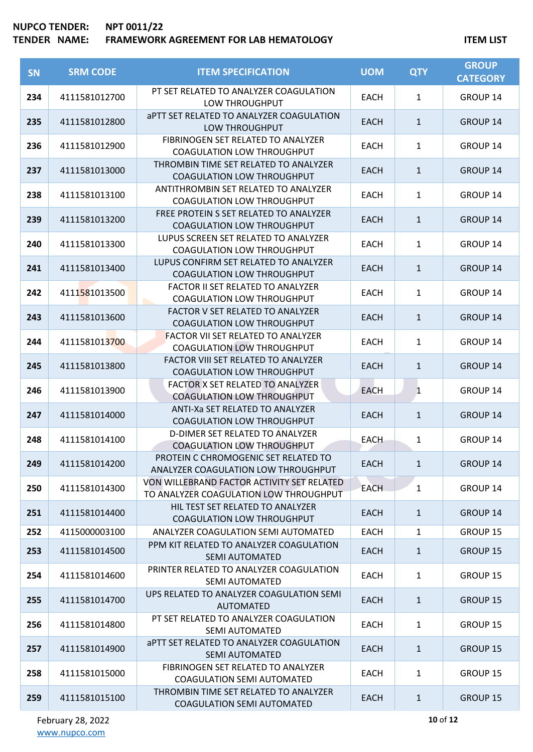**NUPCO TENDER:** NPT 0011/22
**TENDER NAME:** FRAMEWORK AGREEMENT FOR LAB HEMATOLOGY

**ITEM LIST**

| SN | SRM CODE | ITEM SPECIFICATION | UOM | QTY | GROUP CATEGORY |
|---|---|---|---|---|---|
| 234 | 4111581012700 | PT SET RELATED TO ANALYZER COAGULATION LOW THROUGHPUT | EACH | 1 | GROUP 14 |
| 235 | 4111581012800 | aPTT SET RELATED TO ANALYZER COAGULATION LOW THROUGHPUT | EACH | 1 | GROUP 14 |
| 236 | 4111581012900 | FIBRINOGEN SET RELATED TO ANALYZER COAGULATION LOW THROUGHPUT | EACH | 1 | GROUP 14 |
| 237 | 4111581013000 | THROMBIN TIME SET RELATED TO ANALYZER COAGULATION LOW THROUGHPUT | EACH | 1 | GROUP 14 |
| 238 | 4111581013100 | ANTITHROMBIN SET RELATED TO ANALYZER COAGULATION LOW THROUGHPUT | EACH | 1 | GROUP 14 |
| 239 | 4111581013200 | FREE PROTEIN S SET RELATED TO ANALYZER COAGULATION LOW THROUGHPUT | EACH | 1 | GROUP 14 |
| 240 | 4111581013300 | LUPUS SCREEN SET RELATED TO ANALYZER COAGULATION LOW THROUGHPUT | EACH | 1 | GROUP 14 |
| 241 | 4111581013400 | LUPUS CONFIRM SET RELATED TO ANALYZER COAGULATION LOW THROUGHPUT | EACH | 1 | GROUP 14 |
| 242 | 4111581013500 | FACTOR II SET RELATED TO ANALYZER COAGULATION LOW THROUGHPUT | EACH | 1 | GROUP 14 |
| 243 | 4111581013600 | FACTOR V SET RELATED TO ANALYZER COAGULATION LOW THROUGHPUT | EACH | 1 | GROUP 14 |
| 244 | 4111581013700 | FACTOR VII SET RELATED TO ANALYZER COAGULATION LOW THROUGHPUT | EACH | 1 | GROUP 14 |
| 245 | 4111581013800 | FACTOR VIII SET RELATED TO ANALYZER COAGULATION LOW THROUGHPUT | EACH | 1 | GROUP 14 |
| 246 | 4111581013900 | FACTOR X SET RELATED TO ANALYZER COAGULATION LOW THROUGHPUT | EACH | 1 | GROUP 14 |
| 247 | 4111581014000 | ANTI-Xa SET RELATED TO ANALYZER COAGULATION LOW THROUGHPUT | EACH | 1 | GROUP 14 |
| 248 | 4111581014100 | D-DIMER SET RELATED TO ANALYZER COAGULATION LOW THROUGHPUT | EACH | 1 | GROUP 14 |
| 249 | 4111581014200 | PROTEIN C CHROMOGENIC SET RELATED TO ANALYZER COAGULATION LOW THROUGHPUT | EACH | 1 | GROUP 14 |
| 250 | 4111581014300 | VON WILLEBRAND FACTOR ACTIVITY SET RELATED TO ANALYZER COAGULATION LOW THROUGHPUT | EACH | 1 | GROUP 14 |
| 251 | 4111581014400 | HIL TEST SET RELATED TO ANALYZER COAGULATION LOW THROUGHPUT | EACH | 1 | GROUP 14 |
| 252 | 4115000003100 | ANALYZER COAGULATION SEMI AUTOMATED | EACH | 1 | GROUP 15 |
| 253 | 4111581014500 | PPM KIT RELATED TO ANALYZER COAGULATION SEMI AUTOMATED | EACH | 1 | GROUP 15 |
| 254 | 4111581014600 | PRINTER RELATED TO ANALYZER COAGULATION SEMI AUTOMATED | EACH | 1 | GROUP 15 |
| 255 | 4111581014700 | UPS RELATED TO ANALYZER COAGULATION SEMI AUTOMATED | EACH | 1 | GROUP 15 |
| 256 | 4111581014800 | PT SET RELATED TO ANALYZER COAGULATION SEMI AUTOMATED | EACH | 1 | GROUP 15 |
| 257 | 4111581014900 | aPTT SET RELATED TO ANALYZER COAGULATION SEMI AUTOMATED | EACH | 1 | GROUP 15 |
| 258 | 4111581015000 | FIBRINOGEN SET RELATED TO ANALYZER COAGULATION SEMI AUTOMATED | EACH | 1 | GROUP 15 |
| 259 | 4111581015100 | THROMBIN TIME SET RELATED TO ANALYZER COAGULATION SEMI AUTOMATED | EACH | 1 | GROUP 15 |

February 28, 2022
www.nupco.com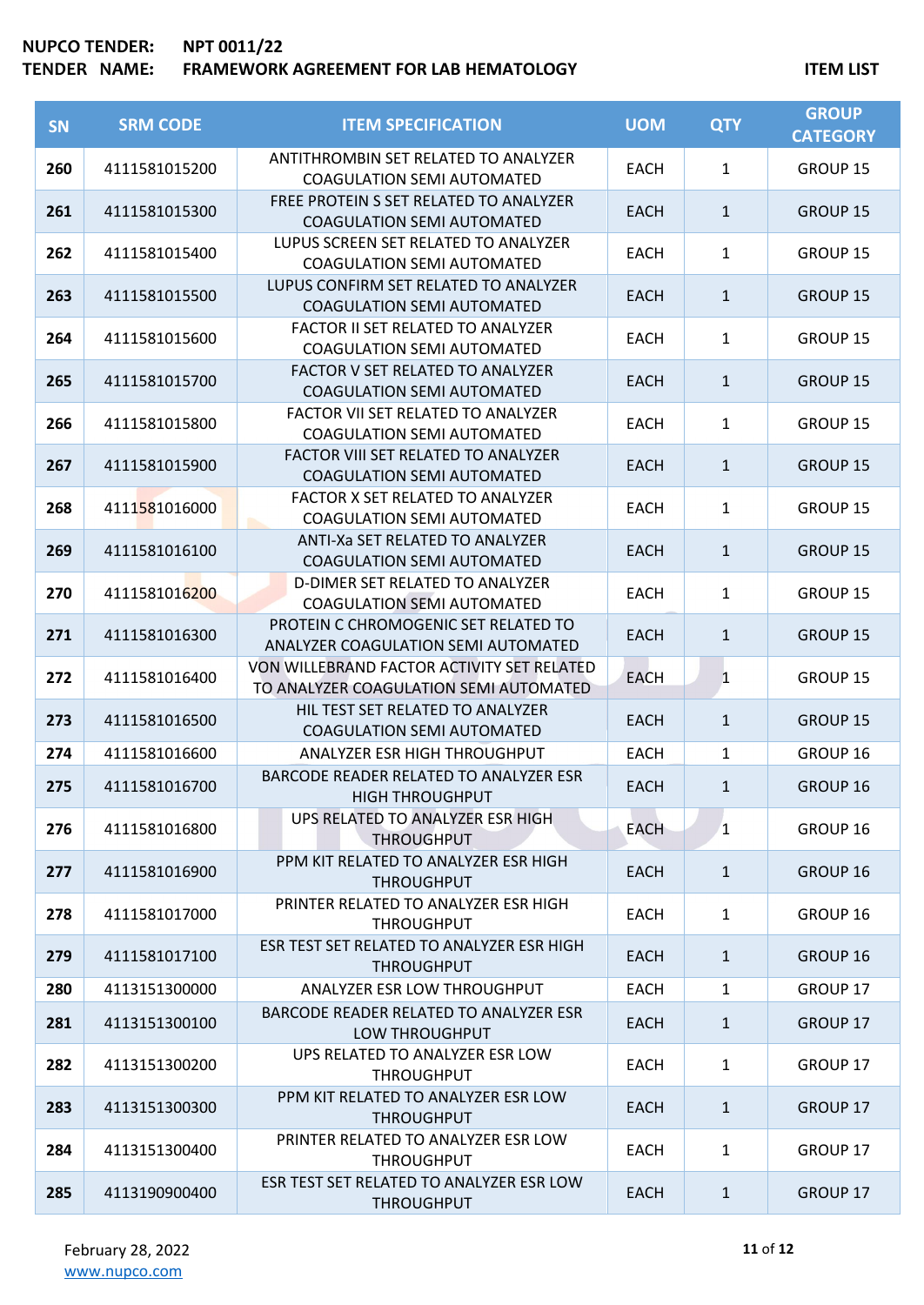**NUPCO TENDER:** NPT 0011/22
**TENDER NAME:** FRAMEWORK AGREEMENT FOR LAB HEMATOLOGY

**ITEM LIST**

| SN | SRM CODE | ITEM SPECIFICATION | UOM | QTY | GROUP CATEGORY |
|---|---|---|---|---|---|
| 260 | 4111581015200 | ANTITHROMBIN SET RELATED TO ANALYZER COAGULATION SEMI AUTOMATED | EACH | 1 | GROUP 15 |
| 261 | 4111581015300 | FREE PROTEIN S SET RELATED TO ANALYZER COAGULATION SEMI AUTOMATED | EACH | 1 | GROUP 15 |
| 262 | 4111581015400 | LUPUS SCREEN SET RELATED TO ANALYZER COAGULATION SEMI AUTOMATED | EACH | 1 | GROUP 15 |
| 263 | 4111581015500 | LUPUS CONFIRM SET RELATED TO ANALYZER COAGULATION SEMI AUTOMATED | EACH | 1 | GROUP 15 |
| 264 | 4111581015600 | FACTOR II SET RELATED TO ANALYZER COAGULATION SEMI AUTOMATED | EACH | 1 | GROUP 15 |
| 265 | 4111581015700 | FACTOR V SET RELATED TO ANALYZER COAGULATION SEMI AUTOMATED | EACH | 1 | GROUP 15 |
| 266 | 4111581015800 | FACTOR VII SET RELATED TO ANALYZER COAGULATION SEMI AUTOMATED | EACH | 1 | GROUP 15 |
| 267 | 4111581015900 | FACTOR VIII SET RELATED TO ANALYZER COAGULATION SEMI AUTOMATED | EACH | 1 | GROUP 15 |
| 268 | 4111581016000 | FACTOR X SET RELATED TO ANALYZER COAGULATION SEMI AUTOMATED | EACH | 1 | GROUP 15 |
| 269 | 4111581016100 | ANTI-Xa SET RELATED TO ANALYZER COAGULATION SEMI AUTOMATED | EACH | 1 | GROUP 15 |
| 270 | 4111581016200 | D-DIMER SET RELATED TO ANALYZER COAGULATION SEMI AUTOMATED | EACH | 1 | GROUP 15 |
| 271 | 4111581016300 | PROTEIN C CHROMOGENIC SET RELATED TO ANALYZER COAGULATION SEMI AUTOMATED | EACH | 1 | GROUP 15 |
| 272 | 4111581016400 | VON WILLEBRAND FACTOR ACTIVITY SET RELATED TO ANALYZER COAGULATION SEMI AUTOMATED | EACH | 1 | GROUP 15 |
| 273 | 4111581016500 | HIL TEST SET RELATED TO ANALYZER COAGULATION SEMI AUTOMATED | EACH | 1 | GROUP 15 |
| 274 | 4111581016600 | ANALYZER ESR HIGH THROUGHPUT | EACH | 1 | GROUP 16 |
| 275 | 4111581016700 | BARCODE READER RELATED TO ANALYZER ESR HIGH THROUGHPUT | EACH | 1 | GROUP 16 |
| 276 | 4111581016800 | UPS RELATED TO ANALYZER ESR HIGH THROUGHPUT | EACH | 1 | GROUP 16 |
| 277 | 4111581016900 | PPM KIT RELATED TO ANALYZER ESR HIGH THROUGHPUT | EACH | 1 | GROUP 16 |
| 278 | 4111581017000 | PRINTER RELATED TO ANALYZER ESR HIGH THROUGHPUT | EACH | 1 | GROUP 16 |
| 279 | 4111581017100 | ESR TEST SET RELATED TO ANALYZER ESR HIGH THROUGHPUT | EACH | 1 | GROUP 16 |
| 280 | 4113151300000 | ANALYZER ESR LOW THROUGHPUT | EACH | 1 | GROUP 17 |
| 281 | 4113151300100 | BARCODE READER RELATED TO ANALYZER ESR LOW THROUGHPUT | EACH | 1 | GROUP 17 |
| 282 | 4113151300200 | UPS RELATED TO ANALYZER ESR LOW THROUGHPUT | EACH | 1 | GROUP 17 |
| 283 | 4113151300300 | PPM KIT RELATED TO ANALYZER ESR LOW THROUGHPUT | EACH | 1 | GROUP 17 |
| 284 | 4113151300400 | PRINTER RELATED TO ANALYZER ESR LOW THROUGHPUT | EACH | 1 | GROUP 17 |
| 285 | 4113190900400 | ESR TEST SET RELATED TO ANALYZER ESR LOW THROUGHPUT | EACH | 1 | GROUP 17 |

February 28, 2022
www.nupco.com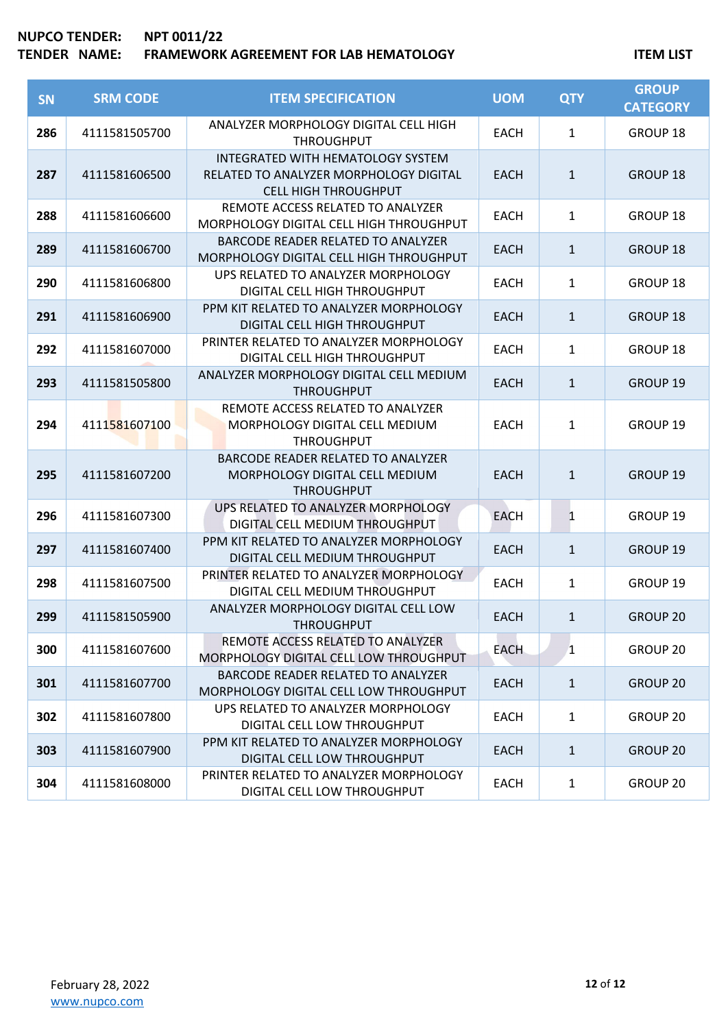**NUPCO TENDER:** NPT 0011/22

**TENDER NAME:** FRAMEWORK AGREEMENT FOR LAB HEMATOLOGY

**ITEM LIST**

| SN | SRM CODE | ITEM SPECIFICATION | UOM | QTY | GROUP CATEGORY |
|---|---|---|---|---|---|
| 286 | 4111581505700 | ANALYZER MORPHOLOGY DIGITAL CELL HIGH THROUGHPUT | EACH | 1 | GROUP 18 |
| 287 | 4111581606500 | INTEGRATED WITH HEMATOLOGY SYSTEM RELATED TO ANALYZER MORPHOLOGY DIGITAL CELL HIGH THROUGHPUT | EACH | 1 | GROUP 18 |
| 288 | 4111581606600 | REMOTE ACCESS RELATED TO ANALYZER MORPHOLOGY DIGITAL CELL HIGH THROUGHPUT | EACH | 1 | GROUP 18 |
| 289 | 4111581606700 | BARCODE READER RELATED TO ANALYZER MORPHOLOGY DIGITAL CELL HIGH THROUGHPUT | EACH | 1 | GROUP 18 |
| 290 | 4111581606800 | UPS RELATED TO ANALYZER MORPHOLOGY DIGITAL CELL HIGH THROUGHPUT | EACH | 1 | GROUP 18 |
| 291 | 4111581606900 | PPM KIT RELATED TO ANALYZER MORPHOLOGY DIGITAL CELL HIGH THROUGHPUT | EACH | 1 | GROUP 18 |
| 292 | 4111581607000 | PRINTER RELATED TO ANALYZER MORPHOLOGY DIGITAL CELL HIGH THROUGHPUT | EACH | 1 | GROUP 18 |
| 293 | 4111581505800 | ANALYZER MORPHOLOGY DIGITAL CELL MEDIUM THROUGHPUT | EACH | 1 | GROUP 19 |
| 294 | 4111581607100 | REMOTE ACCESS RELATED TO ANALYZER MORPHOLOGY DIGITAL CELL MEDIUM THROUGHPUT | EACH | 1 | GROUP 19 |
| 295 | 4111581607200 | BARCODE READER RELATED TO ANALYZER MORPHOLOGY DIGITAL CELL MEDIUM THROUGHPUT | EACH | 1 | GROUP 19 |
| 296 | 4111581607300 | UPS RELATED TO ANALYZER MORPHOLOGY DIGITAL CELL MEDIUM THROUGHPUT | EACH | 1 | GROUP 19 |
| 297 | 4111581607400 | PPM KIT RELATED TO ANALYZER MORPHOLOGY DIGITAL CELL MEDIUM THROUGHPUT | EACH | 1 | GROUP 19 |
| 298 | 4111581607500 | PRINTER RELATED TO ANALYZER MORPHOLOGY DIGITAL CELL MEDIUM THROUGHPUT | EACH | 1 | GROUP 19 |
| 299 | 4111581505900 | ANALYZER MORPHOLOGY DIGITAL CELL LOW THROUGHPUT | EACH | 1 | GROUP 20 |
| 300 | 4111581607600 | REMOTE ACCESS RELATED TO ANALYZER MORPHOLOGY DIGITAL CELL LOW THROUGHPUT | EACH | 1 | GROUP 20 |
| 301 | 4111581607700 | BARCODE READER RELATED TO ANALYZER MORPHOLOGY DIGITAL CELL LOW THROUGHPUT | EACH | 1 | GROUP 20 |
| 302 | 4111581607800 | UPS RELATED TO ANALYZER MORPHOLOGY DIGITAL CELL LOW THROUGHPUT | EACH | 1 | GROUP 20 |
| 303 | 4111581607900 | PPM KIT RELATED TO ANALYZER MORPHOLOGY DIGITAL CELL LOW THROUGHPUT | EACH | 1 | GROUP 20 |
| 304 | 4111581608000 | PRINTER RELATED TO ANALYZER MORPHOLOGY DIGITAL CELL LOW THROUGHPUT | EACH | 1 | GROUP 20 |

February 28, 2022
www.nupco.com